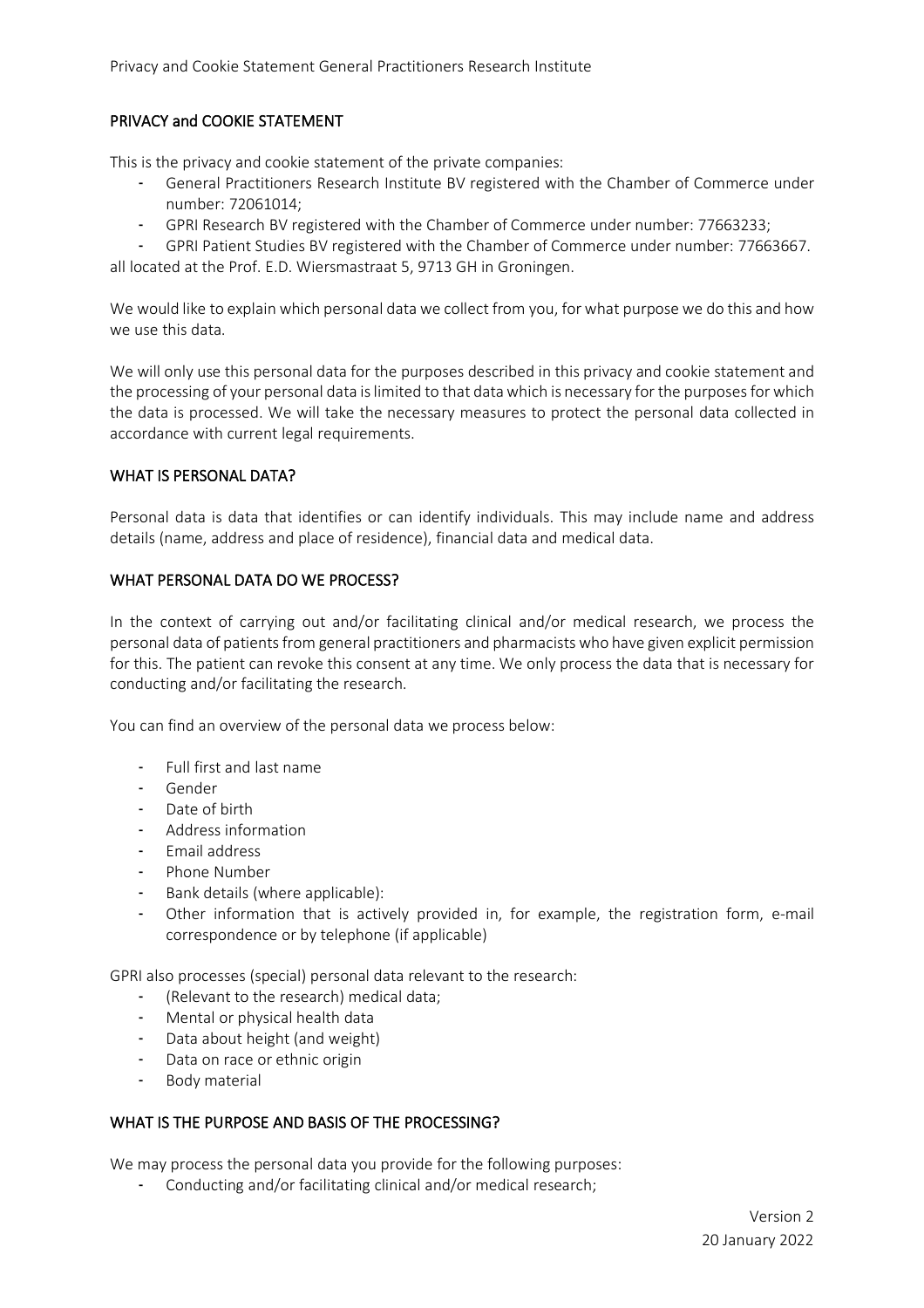## PRIVACY and COOKIE STATEMENT

This is the privacy and cookie statement of the private companies:

- General Practitioners Research Institute BV registered with the Chamber of Commerce under number: 72061014;
- GPRI Research BV registered with the Chamber of Commerce under number: 77663233;
- GPRI Patient Studies BV registered with the Chamber of Commerce under number: 77663667.

all located at the Prof. E.D. Wiersmastraat 5, 9713 GH in Groningen.

We would like to explain which personal data we collect from you, for what purpose we do this and how we use this data.

We will only use this personal data for the purposes described in this privacy and cookie statement and the processing of your personal data is limited to that data which is necessary for the purposes for which the data is processed. We will take the necessary measures to protect the personal data collected in accordance with current legal requirements.

## WHAT IS PERSONAL DATA?

Personal data is data that identifies or can identify individuals. This may include name and address details (name, address and place of residence), financial data and medical data.

## WHAT PERSONAL DATA DO WE PROCESS?

In the context of carrying out and/or facilitating clinical and/or medical research, we process the personal data of patients from general practitioners and pharmacists who have given explicit permission for this. The patient can revoke this consent at any time. We only process the data that is necessary for conducting and/or facilitating the research.

You can find an overview of the personal data we process below:

- Full first and last name
- Gender
- Date of birth
- Address information
- Email address
- Phone Number
- Bank details (where applicable):
- Other information that is actively provided in, for example, the registration form, e-mail correspondence or by telephone (if applicable)

GPRI also processes (special) personal data relevant to the research:

- (Relevant to the research) medical data;
- Mental or physical health data
- Data about height (and weight)
- Data on race or ethnic origin
- Body material

## WHAT IS THE PURPOSE AND BASIS OF THE PROCESSING?

We may process the personal data you provide for the following purposes:

- Conducting and/or facilitating clinical and/or medical research;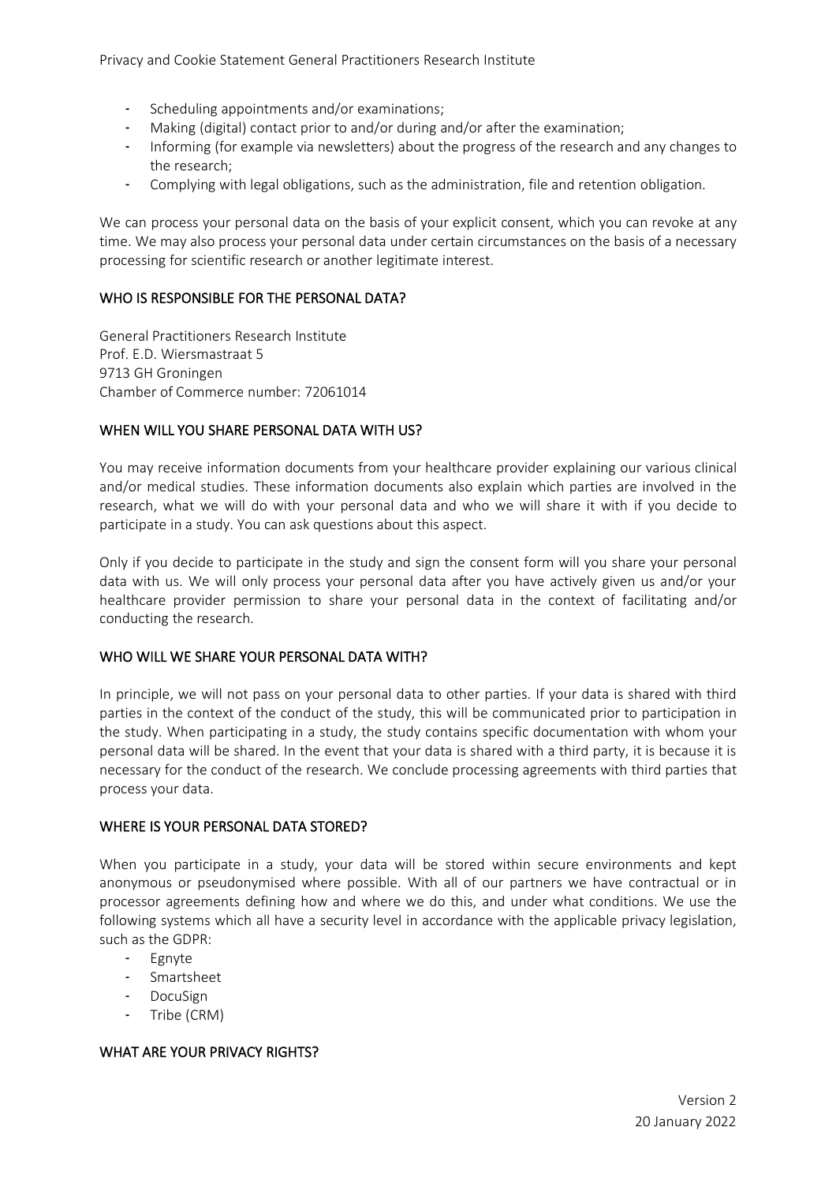- Scheduling appointments and/or examinations;
- Making (digital) contact prior to and/or during and/or after the examination;
- Informing (for example via newsletters) about the progress of the research and any changes to the research;
- Complying with legal obligations, such as the administration, file and retention obligation.

We can process your personal data on the basis of your explicit consent, which you can revoke at any time. We may also process your personal data under certain circumstances on the basis of a necessary processing for scientific research or another legitimate interest.

## WHO IS RESPONSIBLE FOR THE PERSONAL DATA?

General Practitioners Research Institute
Prof. E.D. Wiersmastraat 5
9713 GH Groningen
Chamber of Commerce number: 72061014

## WHEN WILL YOU SHARE PERSONAL DATA WITH US?

You may receive information documents from your healthcare provider explaining our various clinical and/or medical studies. These information documents also explain which parties are involved in the research, what we will do with your personal data and who we will share it with if you decide to participate in a study. You can ask questions about this aspect.

Only if you decide to participate in the study and sign the consent form will you share your personal data with us. We will only process your personal data after you have actively given us and/or your healthcare provider permission to share your personal data in the context of facilitating and/or conducting the research.

## WHO WILL WE SHARE YOUR PERSONAL DATA WITH?

In principle, we will not pass on your personal data to other parties. If your data is shared with third parties in the context of the conduct of the study, this will be communicated prior to participation in the study. When participating in a study, the study contains specific documentation with whom your personal data will be shared. In the event that your data is shared with a third party, it is because it is necessary for the conduct of the research. We conclude processing agreements with third parties that process your data.

## WHERE IS YOUR PERSONAL DATA STORED?

When you participate in a study, your data will be stored within secure environments and kept anonymous or pseudonymised where possible. With all of our partners we have contractual or in processor agreements defining how and where we do this, and under what conditions. We use the following systems which all have a security level in accordance with the applicable privacy legislation, such as the GDPR:

- Egnyte
- Smartsheet
- DocuSign
- Tribe (CRM)

## WHAT ARE YOUR PRIVACY RIGHTS?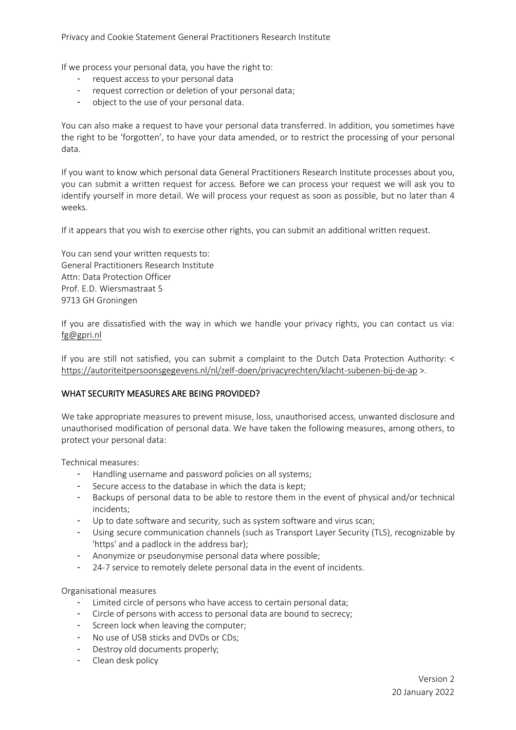If we process your personal data, you have the right to:

- request access to your personal data
- request correction or deletion of your personal data;
- object to the use of your personal data.

You can also make a request to have your personal data transferred. In addition, you sometimes have the right to be 'forgotten', to have your data amended, or to restrict the processing of your personal data.

If you want to know which personal data General Practitioners Research Institute processes about you, you can submit a written request for access. Before we can process your request we will ask you to identify yourself in more detail. We will process your request as soon as possible, but no later than 4 weeks.

If it appears that you wish to exercise other rights, you can submit an additional written request.

You can send your written requests to:
General Practitioners Research Institute
Attn: Data Protection Officer
Prof. E.D. Wiersmastraat 5
9713 GH Groningen

If you are dissatisfied with the way in which we handle your privacy rights, you can contact us via: fg@gpri.nl

If you are still not satisfied, you can submit a complaint to the Dutch Data Protection Authority: < https://autoriteitpersoonsgegevens.nl/nl/zelf-doen/privacyrechten/klacht-subenen-bij-de-ap >.

## WHAT SECURITY MEASURES ARE BEING PROVIDED?

We take appropriate measures to prevent misuse, loss, unauthorised access, unwanted disclosure and unauthorised modification of personal data. We have taken the following measures, among others, to protect your personal data:

Technical measures:

- Handling username and password policies on all systems;
- Secure access to the database in which the data is kept;
- Backups of personal data to be able to restore them in the event of physical and/or technical incidents;
- Up to date software and security, such as system software and virus scan;
- Using secure communication channels (such as Transport Layer Security (TLS), recognizable by 'https' and a padlock in the address bar);
- Anonymize or pseudonymise personal data where possible;
- 24-7 service to remotely delete personal data in the event of incidents.

Organisational measures

- Limited circle of persons who have access to certain personal data;
- Circle of persons with access to personal data are bound to secrecy;
- Screen lock when leaving the computer;
- No use of USB sticks and DVDs or CDs;
- Destroy old documents properly;
- Clean desk policy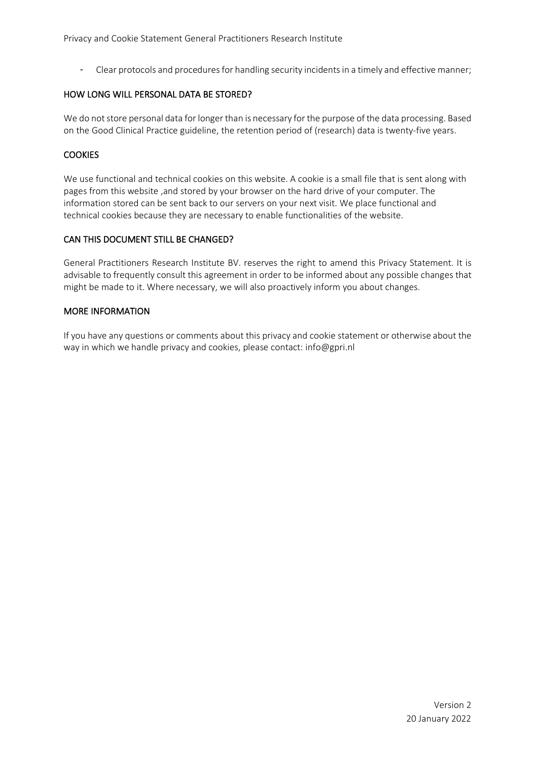- Clear protocols and procedures for handling security incidents in a timely and effective manner;

## HOW LONG WILL PERSONAL DATA BE STORED?

We do not store personal data for longer than is necessary for the purpose of the data processing. Based on the Good Clinical Practice guideline, the retention period of (research) data is twenty-five years.

## COOKIES

We use functional and technical cookies on this website. A cookie is a small file that is sent along with pages from this website ,and stored by your browser on the hard drive of your computer. The information stored can be sent back to our servers on your next visit. We place functional and technical cookies because they are necessary to enable functionalities of the website.

## CAN THIS DOCUMENT STILL BE CHANGED?

General Practitioners Research Institute BV. reserves the right to amend this Privacy Statement. It is advisable to frequently consult this agreement in order to be informed about any possible changes that might be made to it. Where necessary, we will also proactively inform you about changes.

## MORE INFORMATION

If you have any questions or comments about this privacy and cookie statement or otherwise about the way in which we handle privacy and cookies, please contact: info@gpri.nl

Version 2
20 January 2022